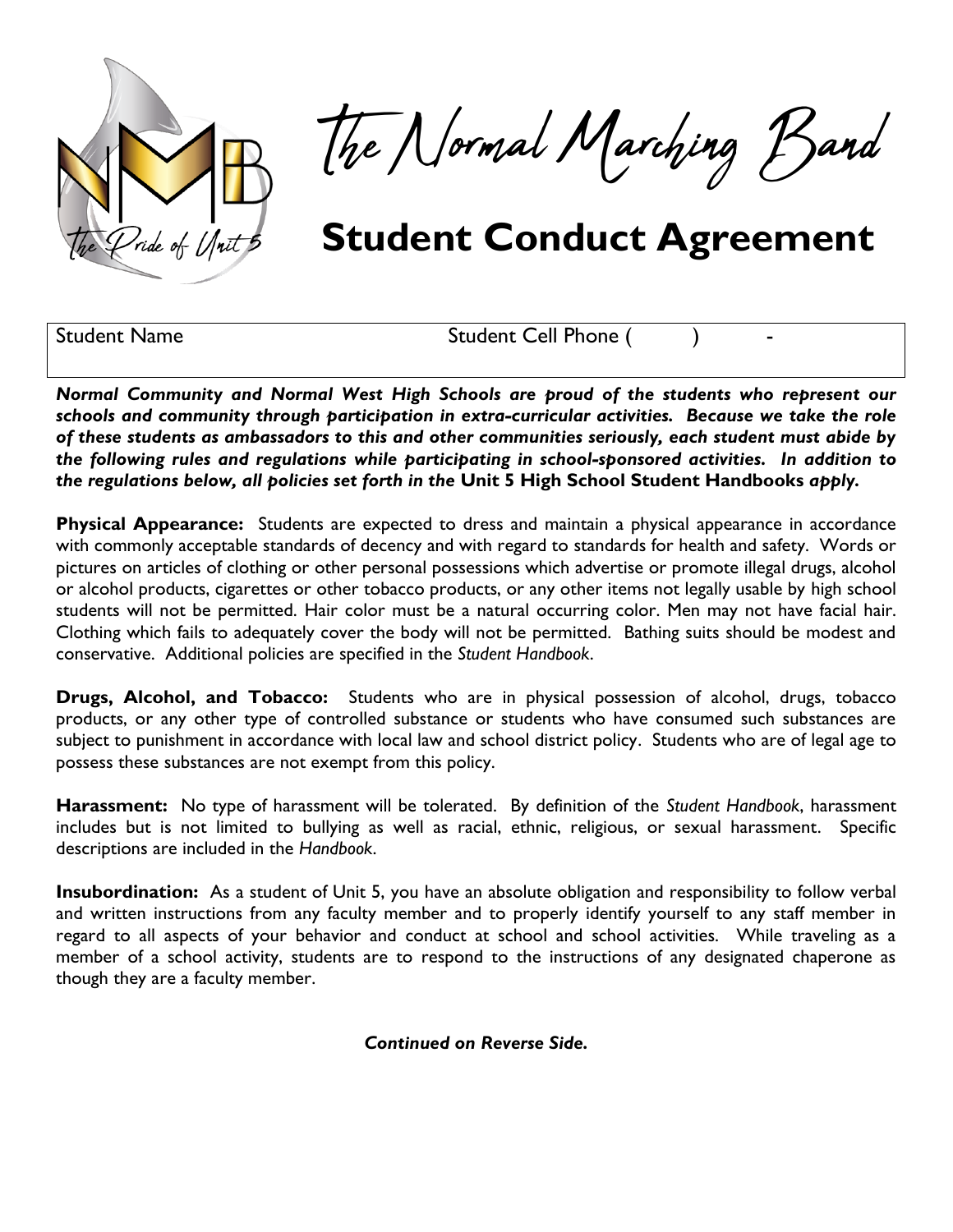# The Normal Marching Band

## Student Conduct Agreement

| Student Name | Student Cell Phone (      )      - |
|---|---|

***Normal Community and Normal West High Schools are proud of the students who represent our schools and community through participation in extra-curricular activities. Because we take the role of these students as ambassadors to this and other communities seriously, each student must abide by the following rules and regulations while participating in school-sponsored activities. In addition to the regulations below, all policies set forth in the* Unit 5 High School Student Handbooks *apply.***

**Physical Appearance:** Students are expected to dress and maintain a physical appearance in accordance with commonly acceptable standards of decency and with regard to standards for health and safety. Words or pictures on articles of clothing or other personal possessions which advertise or promote illegal drugs, alcohol or alcohol products, cigarettes or other tobacco products, or any other items not legally usable by high school students will not be permitted. Hair color must be a natural occurring color. Men may not have facial hair. Clothing which fails to adequately cover the body will not be permitted. Bathing suits should be modest and conservative. Additional policies are specified in the *Student Handbook*.

**Drugs, Alcohol, and Tobacco:** Students who are in physical possession of alcohol, drugs, tobacco products, or any other type of controlled substance or students who have consumed such substances are subject to punishment in accordance with local law and school district policy. Students who are of legal age to possess these substances are not exempt from this policy.

**Harassment:** No type of harassment will be tolerated. By definition of the *Student Handbook*, harassment includes but is not limited to bullying as well as racial, ethnic, religious, or sexual harassment. Specific descriptions are included in the *Handbook*.

**Insubordination:** As a student of Unit 5, you have an absolute obligation and responsibility to follow verbal and written instructions from any faculty member and to properly identify yourself to any staff member in regard to all aspects of your behavior and conduct at school and school activities. While traveling as a member of a school activity, students are to respond to the instructions of any designated chaperone as though they are a faculty member.

***Continued on Reverse Side.***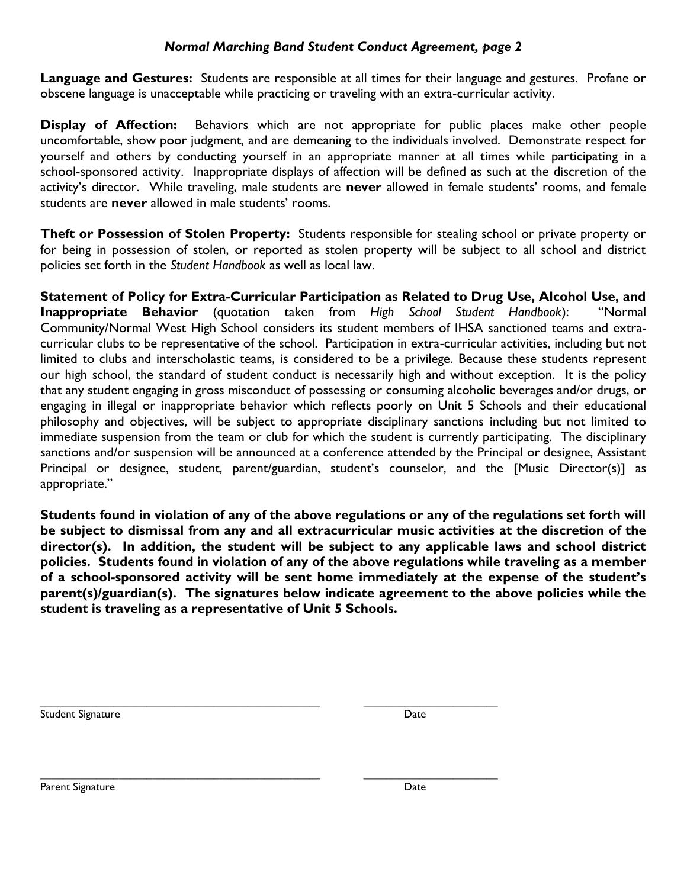**Language and Gestures:** Students are responsible at all times for their language and gestures. Profane or obscene language is unacceptable while practicing or traveling with an extra-curricular activity.

**Display of Affection:** Behaviors which are not appropriate for public places make other people uncomfortable, show poor judgment, and are demeaning to the individuals involved. Demonstrate respect for yourself and others by conducting yourself in an appropriate manner at all times while participating in a school-sponsored activity. Inappropriate displays of affection will be defined as such at the discretion of the activity's director. While traveling, male students are **never** allowed in female students' rooms, and female students are **never** allowed in male students' rooms.

**Theft or Possession of Stolen Property:** Students responsible for stealing school or private property or for being in possession of stolen, or reported as stolen property will be subject to all school and district policies set forth in the *Student Handbook* as well as local law.

**Statement of Policy for Extra-Curricular Participation as Related to Drug Use, Alcohol Use, and Inappropriate Behavior** (quotation taken from *High School Student Handbook*): "Normal Community/Normal West High School considers its student members of IHSA sanctioned teams and extra-curricular clubs to be representative of the school. Participation in extra-curricular activities, including but not limited to clubs and interscholastic teams, is considered to be a privilege. Because these students represent our high school, the standard of student conduct is necessarily high and without exception. It is the policy that any student engaging in gross misconduct of possessing or consuming alcoholic beverages and/or drugs, or engaging in illegal or inappropriate behavior which reflects poorly on Unit 5 Schools and their educational philosophy and objectives, will be subject to appropriate disciplinary sanctions including but not limited to immediate suspension from the team or club for which the student is currently participating. The disciplinary sanctions and/or suspension will be announced at a conference attended by the Principal or designee, Assistant Principal or designee, student, parent/guardian, student's counselor, and the [Music Director(s)] as appropriate."

**Students found in violation of any of the above regulations or any of the regulations set forth will be subject to dismissal from any and all extracurricular music activities at the discretion of the director(s). In addition, the student will be subject to any applicable laws and school district policies. Students found in violation of any of the above regulations while traveling as a member of a school-sponsored activity will be sent home immediately at the expense of the student's parent(s)/guardian(s). The signatures below indicate agreement to the above policies while the student is traveling as a representative of Unit 5 Schools.**

_______________________________________ _____________________

Student Signature Date

_______________________________________ _____________________

Parent Signature Date